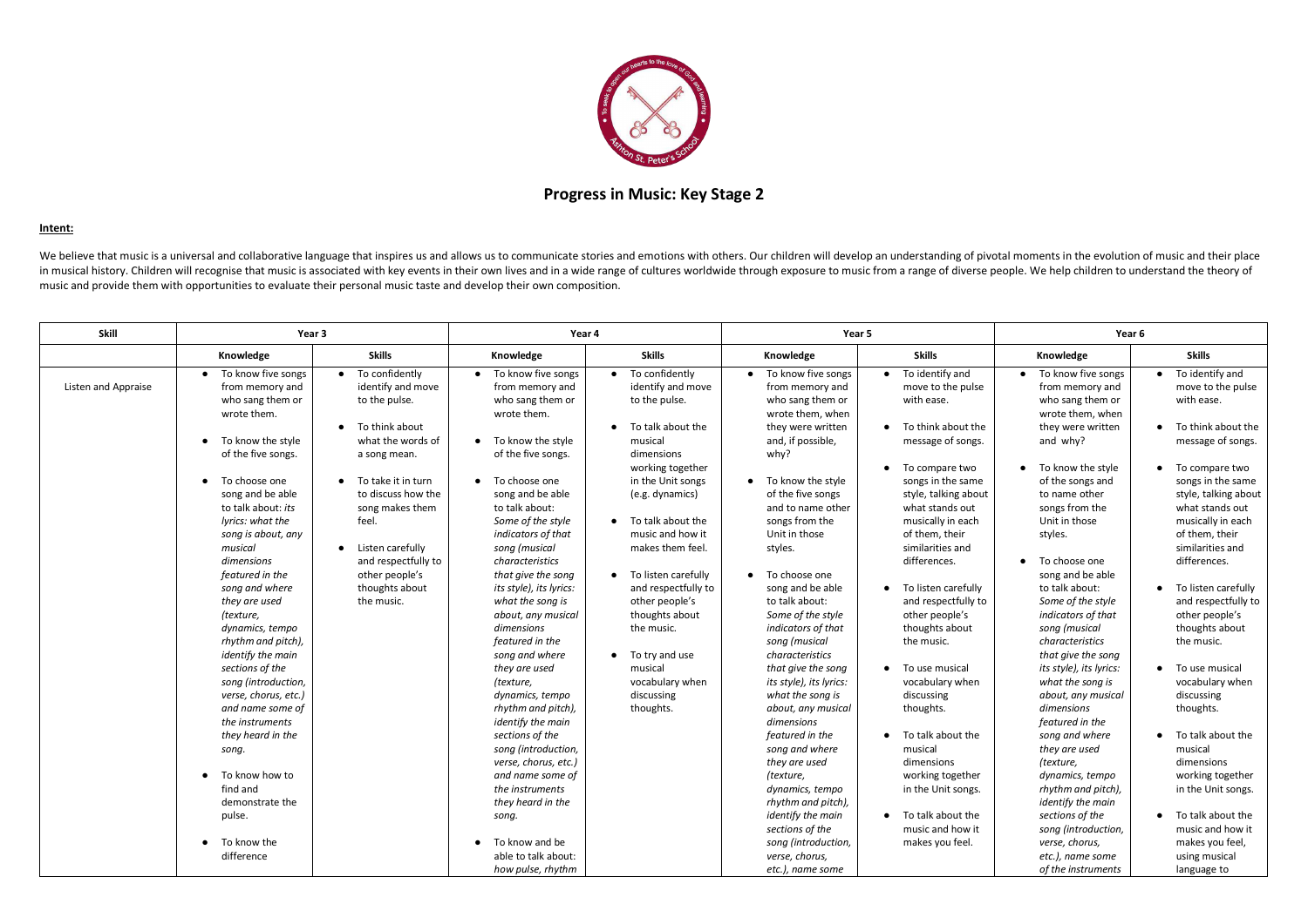# Progress in Music: Key Stage 2

**Intent:**

We believe that music is a universal and collaborative language that inspires us and allows us to communicate stories and emotions with others. Our children will develop an understanding of pivotal moments in the evolution of music and their place in musical history. Children will recognise that music is associated with key events in their own lives and in a wide range of cultures worldwide through exposure to music from a range of diverse people. We help children to understand the theory of music and provide them with opportunities to evaluate their personal music taste and develop their own composition.

| Skill | Year 3 | | Year 4 | | Year 5 | | Year 6 | |
|---|---|---|---|---|---|---|---|---|
| | **Knowledge** | **Skills** | **Knowledge** | **Skills** | **Knowledge** | **Skills** | **Knowledge** | **Skills** |
| Listen and Appraise | • To know five songs from memory and who sang them or wrote them.<br><br>• To know the style of the five songs.<br><br>• To choose one song and be able to talk about: *its lyrics: what the song is about, any musical dimensions featured in the song and where they are used (texture, dynamics, tempo rhythm and pitch), identify the main sections of the song (introduction, verse, chorus, etc.) and name some of the instruments they heard in the song.*<br><br>• To know how to find and demonstrate the pulse.<br><br>• To know the difference | • To confidently identify and move to the pulse.<br><br>• To think about what the words of a song mean.<br><br>• To take it in turn to discuss how the song makes them feel.<br><br>• Listen carefully and respectfully to other people's thoughts about the music. | • To know five songs from memory and who sang them or wrote them.<br><br>• To know the style of the five songs.<br><br>• To choose one song and be able to talk about: *Some of the style indicators of that song (musical characteristics that give the song its style), its lyrics: what the song is about, any musical dimensions featured in the song and where they are used (texture, dynamics, tempo rhythm and pitch), identify the main sections of the song (introduction, verse, chorus, etc.) and name some of the instruments they heard in the song.*<br><br>• To know and be able to talk about: *how pulse, rhythm* | • To confidently identify and move to the pulse.<br><br>• To talk about the musical dimensions working together in the Unit songs (e.g. dynamics)<br><br>• To talk about the music and how it makes them feel.<br><br>• To listen carefully and respectfully to other people's thoughts about the music.<br><br>• To try and use musical vocabulary when discussing thoughts. | • To know five songs from memory and who sang them or wrote them, when they were written and, if possible, why?<br><br>• To know the style of the five songs and to name other songs from the Unit in those styles.<br><br>• To choose one song and be able to talk about: *Some of the style indicators of that song (musical characteristics that give the song its style), its lyrics: what the song is about, any musical dimensions featured in the song and where they are used (texture, dynamics, tempo rhythm and pitch), identify the main sections of the song (introduction, verse, chorus, etc.), name some* | • To identify and move to the pulse with ease.<br><br>• To think about the message of songs.<br><br>• To compare two songs in the same style, talking about what stands out musically in each of them, their similarities and differences.<br><br>• To listen carefully and respectfully to other people's thoughts about the music.<br><br>• To use musical vocabulary when discussing thoughts.<br><br>• To talk about the musical dimensions working together in the Unit songs.<br><br>• To talk about the music and how it makes you feel. | • To know five songs from memory and who sang them or wrote them, when they were written and why?<br><br>• To know the style of the songs and to name other songs from the Unit in those styles.<br><br>• To choose one song and be able to talk about: *Some of the style indicators of that song (musical characteristics that give the song its style), its lyrics: what the song is about, any musical dimensions featured in the song and where they are used (texture, dynamics, tempo rhythm and pitch), identify the main sections of the song (introduction, verse, chorus, etc.), name some of the instruments* | • To identify and move to the pulse with ease.<br><br>• To think about the message of songs.<br><br>• To compare two songs in the same style, talking about what stands out musically in each of them, their similarities and differences.<br><br>• To listen carefully and respectfully to other people's thoughts about the music.<br><br>• To use musical vocabulary when discussing thoughts.<br><br>• To talk about the musical dimensions working together in the Unit songs.<br><br>• To talk about the music and how it makes you feel, using musical language to |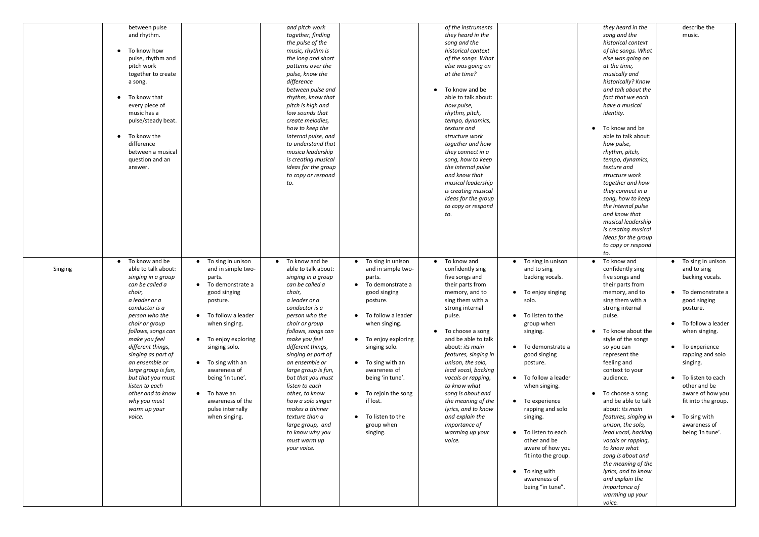| | | | | | | | | |
|---|---|---|---|---|---|---|---|---|
| | between pulse and rhythm.<br><br>• To know how pulse, rhythm and pitch work together to create a song.<br><br>• To know that every piece of music has a pulse/steady beat.<br><br>• To know the difference between a musical question and an answer. | | *and pitch work together, finding the pulse of the music, rhythm is the long and short patterns over the pulse, know the difference between pulse and rhythm, know that pitch is high and low sounds that create melodies, how to keep the internal pulse, and to understand that musica leadership is creating musical ideas for the group to copy or respond to.* | | *of the instruments they heard in the song and the historical context of the songs. What else was going on at the time?*<br><br>• To know and be able to talk about: *how pulse, rhythm, pitch, tempo, dynamics, texture and structure work together and how they connect in a song, how to keep the internal pulse and know that musical leadership is creating musical ideas for the group to copy or respond to.* | | *they heard in the song and the historical context of the songs. What else was going on at the time, musically and historically? Know and talk about the fact that we each have a musical identity.*<br><br>• To know and be able to talk about: *how pulse, rhythm, pitch, tempo, dynamics, texture and structure work together and how they connect in a song, how to keep the internal pulse and know that musical leadership is creating musical ideas for the group to copy or respond to.* | describe the music. |
| Singing | • To know and be able to talk about: *singing in a group can be called a choir, a leader or a conductor is a person who the choir or group follows, songs can make you feel different things, singing as part of an ensemble or large group is fun, but that you must listen to each other and to know why you must warm up your voice.* | • To sing in unison and in simple two-parts.<br>• To demonstrate a good singing posture.<br><br>• To follow a leader when singing.<br><br>• To enjoy exploring singing solo.<br><br>• To sing with an awareness of being 'in tune'.<br><br>• To have an awareness of the pulse internally when singing. | • To know and be able to talk about: *singing in a group can be called a choir, a leader or a conductor is a person who the choir or group follows, songs can make you feel different things, singing as part of an ensemble or large group is fun, but that you must listen to each other, to know how a solo singer makes a thinner texture than a large group, and to know why you must warm up your voice.* | • To sing in unison and in simple two-parts.<br>• To demonstrate a good singing posture.<br><br>• To follow a leader when singing.<br><br>• To enjoy exploring singing solo.<br><br>• To sing with an awareness of being 'in tune'.<br><br>• To rejoin the song if lost.<br><br>• To listen to the group when singing. | • To know and confidently sing five songs and their parts from memory, and to sing them with a strong internal pulse.<br><br>• To choose a song and be able to talk about: *its main features, singing in unison, the solo, lead vocal, backing vocals or rapping, to know what song is about and the meaning of the lyrics, and to know and explain the importance of warming up your voice.* | • To sing in unison and to sing backing vocals.<br><br>• To enjoy singing solo.<br><br>• To listen to the group when singing.<br><br>• To demonstrate a good singing posture.<br><br>• To follow a leader when singing.<br><br>• To experience rapping and solo singing.<br><br>• To listen to each other and be aware of how you fit into the group.<br><br>• To sing with awareness of being "in tune". | • To know and confidently sing five songs and their parts from memory, and to sing them with a strong internal pulse.<br><br>• To know about the style of the songs so you can represent the feeling and context to your audience.<br><br>• To choose a song and be able to talk about: *its main features, singing in unison, the solo, lead vocal, backing vocals or rapping, to know what song is about and the meaning of the lyrics, and to know and explain the importance of warming up your voice.* | • To sing in unison and to sing backing vocals.<br><br>• To demonstrate a good singing posture.<br><br>• To follow a leader when singing.<br><br>• To experience rapping and solo singing.<br><br>• To listen to each other and be aware of how you fit into the group.<br><br>• To sing with awareness of being 'in tune'. |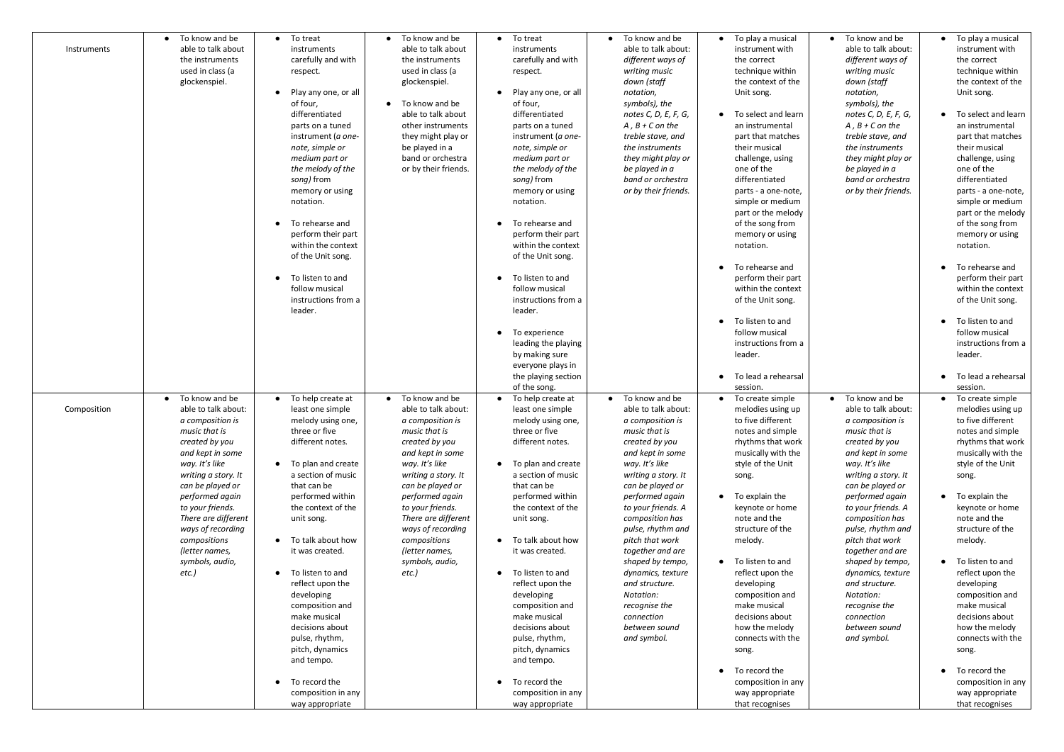| | | | | | | | | |
|---|---|---|---|---|---|---|---|---|
| Instruments | • To know and be able to talk about the instruments used in class (a glockenspiel. | • To treat instruments carefully and with respect.<br><br>• Play any one, or all of four, differentiated parts on a tuned instrument (*a one-note, simple or medium part or the melody of the song)* from memory or using notation.<br><br>• To rehearse and perform their part within the context of the Unit song.<br><br>• To listen to and follow musical instructions from a leader. | • To know and be able to talk about the instruments used in class (a glockenspiel.<br><br>• To know and be able to talk about other instruments they might play or be played in a band or orchestra or by their friends. | • To treat instruments carefully and with respect.<br><br>• Play any one, or all of four, differentiated parts on a tuned instrument (*a one-note, simple or medium part or the melody of the song)* from memory or using notation.<br><br>• To rehearse and perform their part within the context of the Unit song.<br><br>• To listen to and follow musical instructions from a leader.<br><br>• To experience leading the playing by making sure everyone plays in the playing section of the song. | • To know and be able to talk about: *different ways of writing music down (staff notation, symbols), the notes C, D, E, F, G, A , B + C on the treble stave, and the instruments they might play or be played in a band or orchestra or by their friends.* | • To play a musical instrument with the correct technique within the context of the Unit song.<br><br>• To select and learn an instrumental part that matches their musical challenge, using one of the differentiated parts - a one-note, simple or medium part or the melody of the song from memory or using notation.<br><br>• To rehearse and perform their part within the context of the Unit song.<br><br>• To listen to and follow musical instructions from a leader.<br><br>• To lead a rehearsal session. | • To know and be able to talk about: *different ways of writing music down (staff notation, symbols), the notes C, D, E, F, G, A , B + C on the treble stave, and the instruments they might play or be played in a band or orchestra or by their friends.* | • To play a musical instrument with the correct technique within the context of the Unit song.<br><br>• To select and learn an instrumental part that matches their musical challenge, using one of the differentiated parts - a one-note, simple or medium part or the melody of the song from memory or using notation.<br><br>• To rehearse and perform their part within the context of the Unit song.<br><br>• To listen to and follow musical instructions from a leader.<br><br>• To lead a rehearsal session. |
| Composition | • To know and be able to talk about: *a composition is music that is created by you and kept in some way. It's like writing a story. It can be played or performed again to your friends. There are different ways of recording compositions (letter names, symbols, audio, etc.)* | • To help create at least one simple melody using one, three or five different notes.<br><br>• To plan and create a section of music that can be performed within the context of the unit song.<br><br>• To talk about how it was created.<br><br>• To listen to and reflect upon the developing composition and make musical decisions about pulse, rhythm, pitch, dynamics and tempo.<br><br>• To record the composition in any way appropriate | • To know and be able to talk about: *a composition is music that is created by you and kept in some way. It's like writing a story. It can be played or performed again to your friends. There are different ways of recording compositions (letter names, symbols, audio, etc.)* | • To help create at least one simple melody using one, three or five different notes.<br><br>• To plan and create a section of music that can be performed within the context of the unit song.<br><br>• To talk about how it was created.<br><br>• To listen to and reflect upon the developing composition and make musical decisions about pulse, rhythm, pitch, dynamics and tempo.<br><br>• To record the composition in any way appropriate | • To know and be able to talk about: *a composition is music that is created by you and kept in some way. It's like writing a story. It can be played or performed again to your friends. A composition has pulse, rhythm and pitch that work together and are shaped by tempo, dynamics, texture and structure. Notation: recognise the connection between sound and symbol.* | • To create simple melodies using up to five different notes and simple rhythms that work musically with the style of the Unit song.<br><br>• To explain the keynote or home note and the structure of the melody.<br><br>• To listen to and reflect upon the developing composition and make musical decisions about how the melody connects with the song.<br><br>• To record the composition in any way appropriate that recognises | • To know and be able to talk about: *a composition is music that is created by you and kept in some way. It's like writing a story. It can be played or performed again to your friends. A composition has pulse, rhythm and pitch that work together and are shaped by tempo, dynamics, texture and structure. Notation: recognise the connection between sound and symbol.* | • To create simple melodies using up to five different notes and simple rhythms that work musically with the style of the Unit song.<br><br>• To explain the keynote or home note and the structure of the melody.<br><br>• To listen to and reflect upon the developing composition and make musical decisions about how the melody connects with the song.<br><br>• To record the composition in any way appropriate that recognises |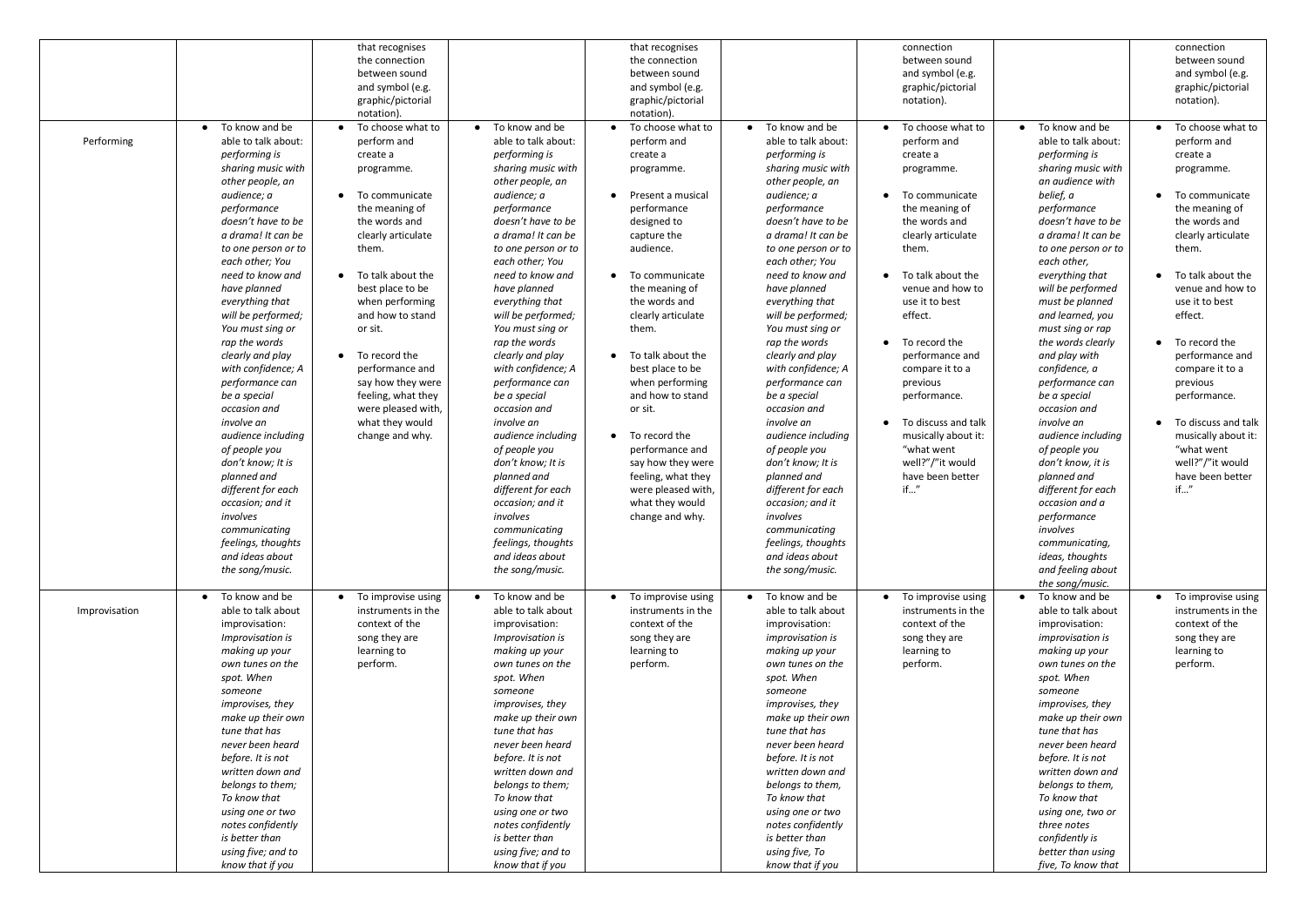| | | | | | | | | |
|---|---|---|---|---|---|---|---|---|
| | | that recognises the connection between sound and symbol (e.g. graphic/pictorial notation). | | that recognises the connection between sound and symbol (e.g. graphic/pictorial notation). | | connection between sound and symbol (e.g. graphic/pictorial notation). | | connection between sound and symbol (e.g. graphic/pictorial notation). |
| Performing | • To know and be able to talk about: *performing is sharing music with other people, an audience; a performance doesn't have to be a drama! It can be to one person or to each other; You need to know and have planned everything that will be performed; You must sing or rap the words clearly and play with confidence; A performance can be a special occasion and involve an audience including of people you don't know; It is planned and different for each occasion; and it involves communicating feelings, thoughts and ideas about the song/music.* | • To choose what to perform and create a programme.<br>• To communicate the meaning of the words and clearly articulate them.<br>• To talk about the best place to be when performing and how to stand or sit.<br>• To record the performance and say how they were feeling, what they were pleased with, what they would change and why. | • To know and be able to talk about: *performing is sharing music with other people, an audience; a performance doesn't have to be a drama! It can be to one person or to each other; You need to know and have planned everything that will be performed; You must sing or rap the words clearly and play with confidence; A performance can be a special occasion and involve an audience including of people you don't know; It is planned and different for each occasion; and it involves communicating feelings, thoughts and ideas about the song/music.* | • To choose what to perform and create a programme.<br>• Present a musical performance designed to capture the audience.<br>• To communicate the meaning of the words and clearly articulate them.<br>• To talk about the best place to be when performing and how to stand or sit.<br>• To record the performance and say how they were feeling, what they were pleased with, what they would change and why. | • To know and be able to talk about: *performing is sharing music with other people, an audience; a performance doesn't have to be a drama! It can be to one person or to each other; You need to know and have planned everything that will be performed; You must sing or rap the words clearly and play with confidence; A performance can be a special occasion and involve an audience including of people you don't know; It is planned and different for each occasion; and it involves communicating feelings, thoughts and ideas about the song/music.* | • To choose what to perform and create a programme.<br>• To communicate the meaning of the words and clearly articulate them.<br>• To talk about the venue and how to use it to best effect.<br>• To record the performance and compare it to a previous performance.<br>• To discuss and talk musically about it: "what went well?"/"it would have been better if…" | • To know and be able to talk about: *performing is sharing music with an audience with belief, a performance doesn't have to be a drama! It can be to one person or to each other, everything that will be performed must be planned and learned, you must sing or rap the words clearly and play with confidence, a performance can be a special occasion and involve an audience including of people you don't know, it is planned and different for each occasion and a performance involves communicating, ideas, thoughts and feeling about the song/music.* | • To choose what to perform and create a programme.<br>• To communicate the meaning of the words and clearly articulate them.<br>• To talk about the venue and how to use it to best effect.<br>• To record the performance and compare it to a previous performance.<br>• To discuss and talk musically about it: "what went well?"/"it would have been better if…" |
| Improvisation | • To know and be able to talk about improvisation: *Improvisation is making up your own tunes on the spot. When someone improvises, they make up their own tune that has never been heard before. It is not written down and belongs to them; To know that using one or two notes confidently is better than using five; and to know that if you* | • To improvise using instruments in the context of the song they are learning to perform. | • To know and be able to talk about improvisation: *Improvisation is making up your own tunes on the spot. When someone improvises, they make up their own tune that has never been heard before. It is not written down and belongs to them; To know that using one or two notes confidently is better than using five; and to know that if you* | • To improvise using instruments in the context of the song they are learning to perform. | • To know and be able to talk about improvisation: *improvisation is making up your own tunes on the spot. When someone improvises, they make up their own tune that has never been heard before. It is not written down and belongs to them, To know that using one or two notes confidently is better than using five, To know that if you* | • To improvise using instruments in the context of the song they are learning to perform. | • To know and be able to talk about improvisation: *improvisation is making up your own tunes on the spot. When someone improvises, they make up their own tune that has never been heard before. It is not written down and belongs to them, To know that using one, two or three notes confidently is better than using five, To know that* | • To improvise using instruments in the context of the song they are learning to perform. |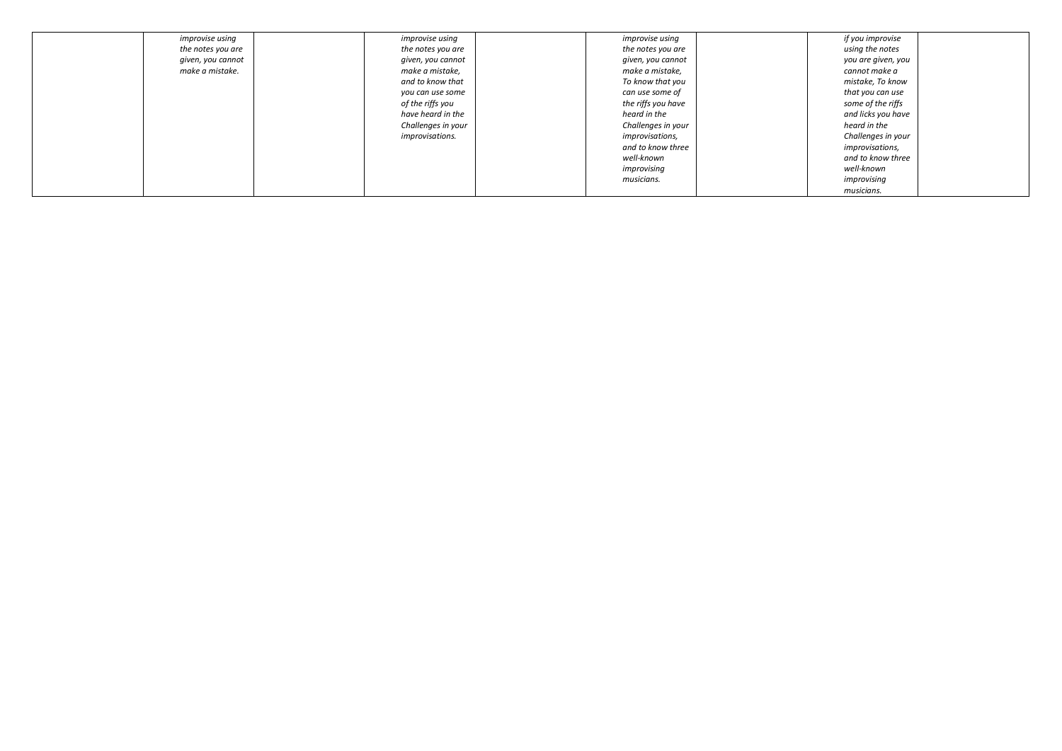| | | | | | | | | |
|---|---|---|---|---|---|---|---|---|
| | *improvise using the notes you are given, you cannot make a mistake.* | | *improvise using the notes you are given, you cannot make a mistake, and to know that you can use some of the riffs you have heard in the Challenges in your improvisations.* | | *improvise using the notes you are given, you cannot make a mistake, To know that you can use some of the riffs you have heard in the Challenges in your improvisations, and to know three well-known improvising musicians.* | | *if you improvise using the notes you are given, you cannot make a mistake, To know that you can use some of the riffs and licks you have heard in the Challenges in your improvisations, and to know three well-known improvising musicians.* | |